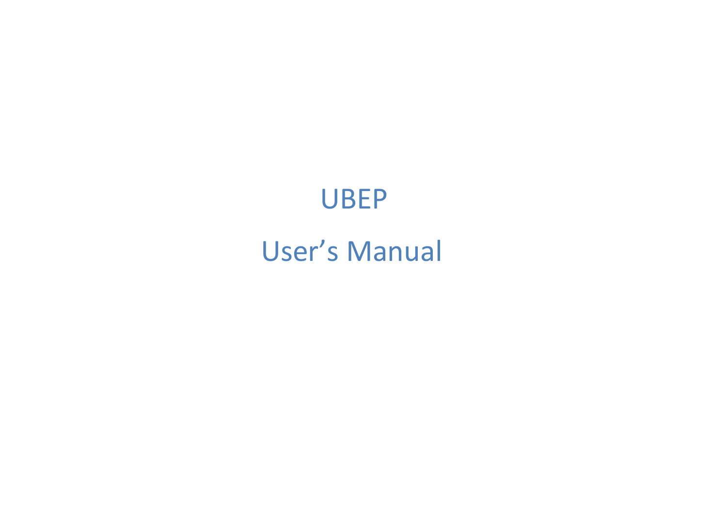# UBEP

# User's Manual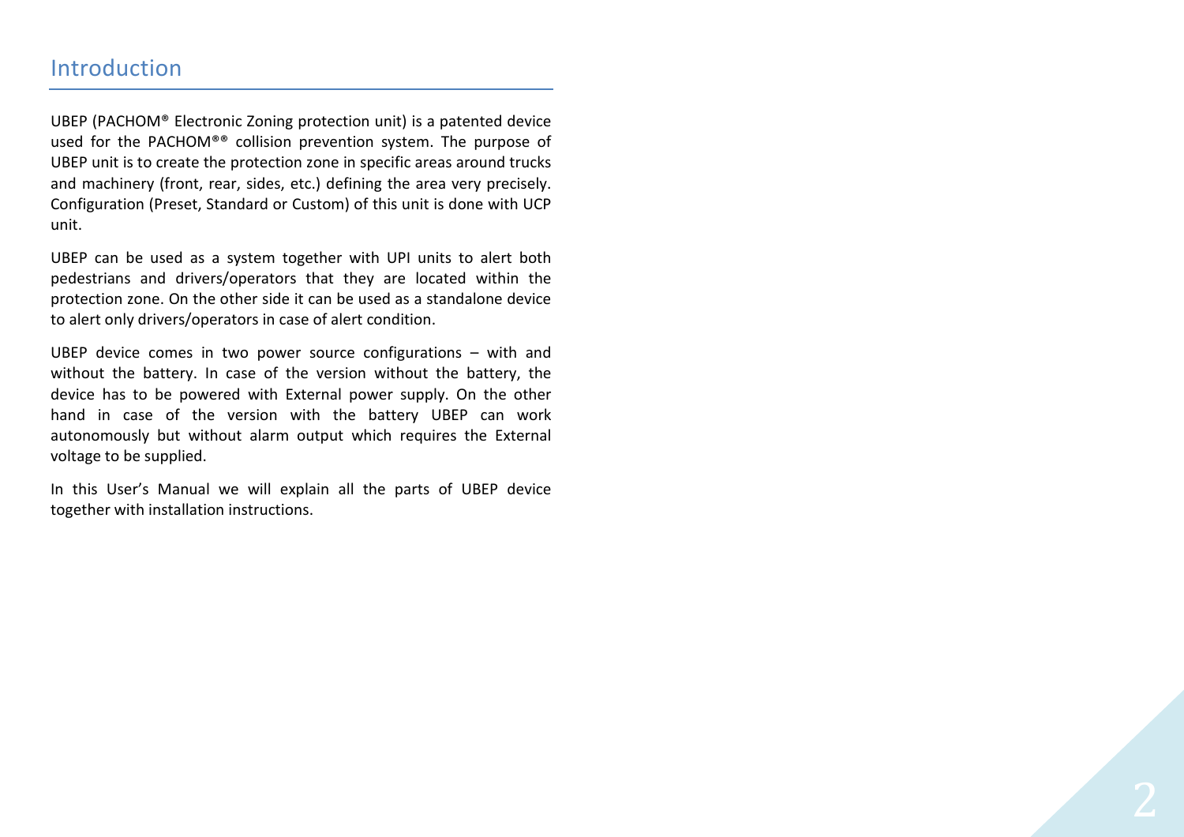# Introduction

UBEP (PACHOM® Electronic Zoning protection unit) is a patented device used for the PACHOM®® collision prevention system. The purpose of UBEP unit is to create the protection zone in specific areas around trucks and machinery (front, rear, sides, etc.) defining the area very precisely. Configuration (Preset, Standard or Custom) of this unit is done with UCP unit.

UBEP can be used as a system together with UPI units to alert both pedestrians and drivers/operators that they are located within the protection zone. On the other side it can be used as a standalone device to alert only drivers/operators in case of alert condition.

UBEP device comes in two power source configurations – with and without the battery. In case of the version without the battery, the device has to be powered with External power supply. On the other hand in case of the version with the battery UBEP can work autonomously but without alarm output which requires the External voltage to be supplied.

In this User's Manual we will explain all the parts of UBEP device together with installation instructions.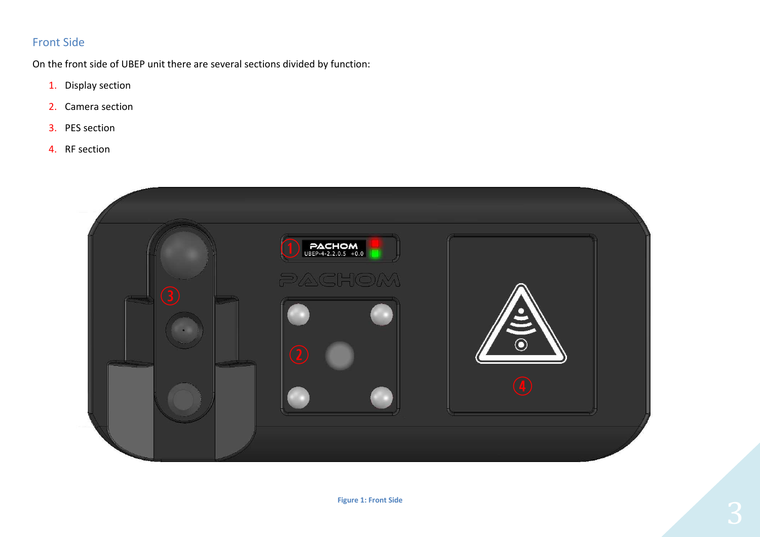## Front Side

On the front side of UBEP unit there are several sections divided by function:

1. Display section
2. Camera section
3. PES section
4. RF section

Figure 1: Front Side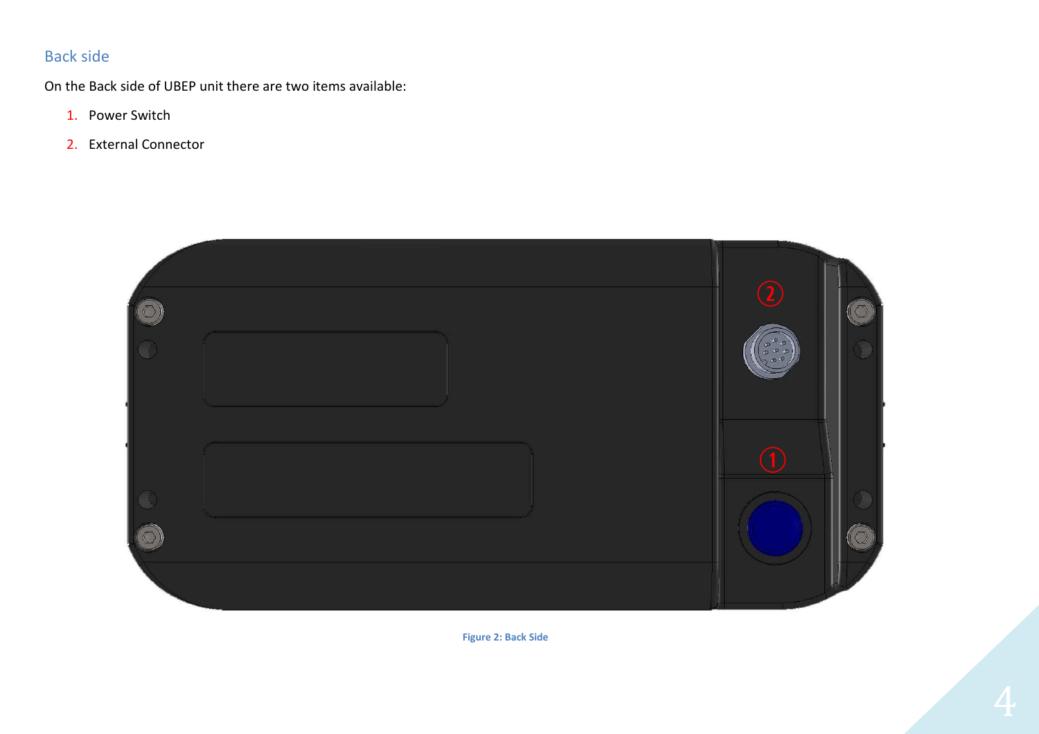## Back side

On the Back side of UBEP unit there are two items available:

1. Power Switch
2. External Connector

**Figure 2: Back Side**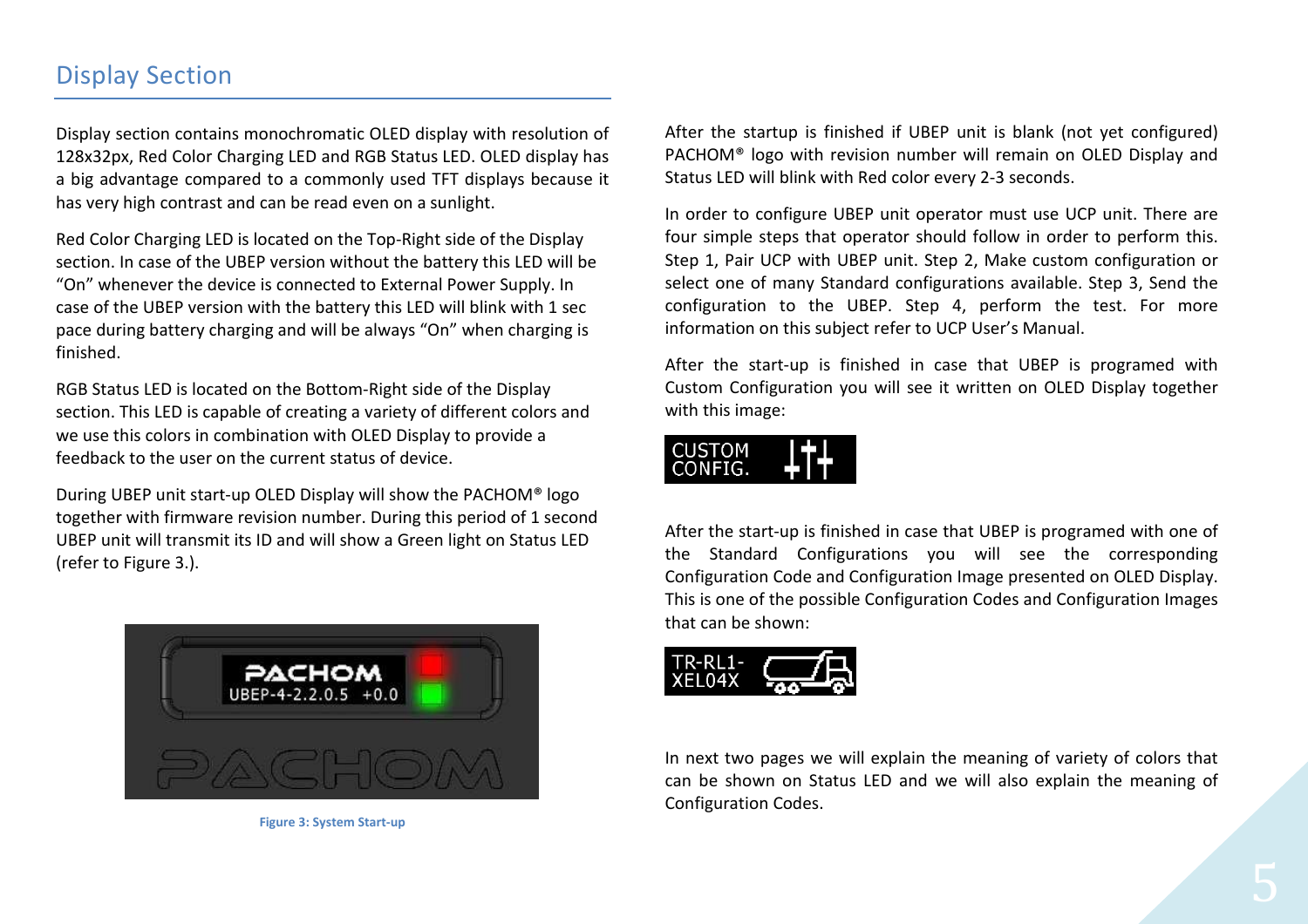## Display Section

Display section contains monochromatic OLED display with resolution of 128x32px, Red Color Charging LED and RGB Status LED. OLED display has a big advantage compared to a commonly used TFT displays because it has very high contrast and can be read even on a sunlight.

Red Color Charging LED is located on the Top-Right side of the Display section. In case of the UBEP version without the battery this LED will be "On" whenever the device is connected to External Power Supply. In case of the UBEP version with the battery this LED will blink with 1 sec pace during battery charging and will be always "On" when charging is finished.

RGB Status LED is located on the Bottom-Right side of the Display section. This LED is capable of creating a variety of different colors and we use this colors in combination with OLED Display to provide a feedback to the user on the current status of device.

During UBEP unit start-up OLED Display will show the PACHOM® logo together with firmware revision number. During this period of 1 second UBEP unit will transmit its ID and will show a Green light on Status LED (refer to Figure 3.).

Figure 3: System Start-up

After the startup is finished if UBEP unit is blank (not yet configured) PACHOM® logo with revision number will remain on OLED Display and Status LED will blink with Red color every 2-3 seconds.

In order to configure UBEP unit operator must use UCP unit. There are four simple steps that operator should follow in order to perform this. Step 1, Pair UCP with UBEP unit. Step 2, Make custom configuration or select one of many Standard configurations available. Step 3, Send the configuration to the UBEP. Step 4, perform the test. For more information on this subject refer to UCP User's Manual.

After the start-up is finished in case that UBEP is programed with Custom Configuration you will see it written on OLED Display together with this image:

After the start-up is finished in case that UBEP is programed with one of the Standard Configurations you will see the corresponding Configuration Code and Configuration Image presented on OLED Display. This is one of the possible Configuration Codes and Configuration Images that can be shown:

In next two pages we will explain the meaning of variety of colors that can be shown on Status LED and we will also explain the meaning of Configuration Codes.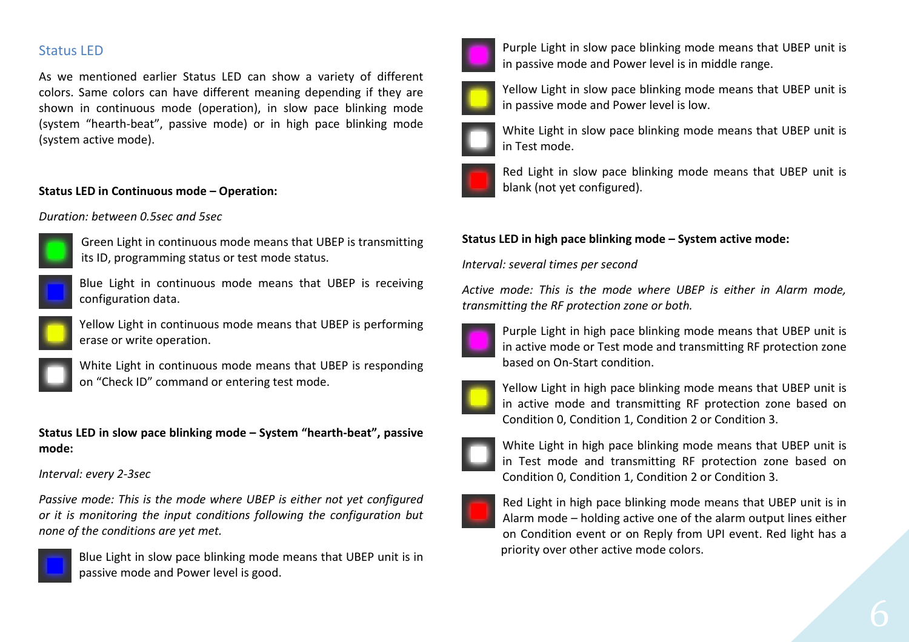## Status LED

As we mentioned earlier Status LED can show a variety of different colors. Same colors can have different meaning depending if they are shown in continuous mode (operation), in slow pace blinking mode (system "hearth-beat", passive mode) or in high pace blinking mode (system active mode).

**Status LED in Continuous mode – Operation:**

*Duration: between 0.5sec and 5sec*

Green Light in continuous mode means that UBEP is transmitting its ID, programming status or test mode status.

Blue Light in continuous mode means that UBEP is receiving configuration data.

Yellow Light in continuous mode means that UBEP is performing erase or write operation.

White Light in continuous mode means that UBEP is responding on "Check ID" command or entering test mode.

**Status LED in slow pace blinking mode – System "hearth-beat", passive mode:**

*Interval: every 2-3sec*

*Passive mode: This is the mode where UBEP is either not yet configured or it is monitoring the input conditions following the configuration but none of the conditions are yet met.*

Blue Light in slow pace blinking mode means that UBEP unit is in passive mode and Power level is good.

Purple Light in slow pace blinking mode means that UBEP unit is in passive mode and Power level is in middle range.

Yellow Light in slow pace blinking mode means that UBEP unit is in passive mode and Power level is low.

White Light in slow pace blinking mode means that UBEP unit is in Test mode.

Red Light in slow pace blinking mode means that UBEP unit is blank (not yet configured).

**Status LED in high pace blinking mode – System active mode:**

*Interval: several times per second*

*Active mode: This is the mode where UBEP is either in Alarm mode, transmitting the RF protection zone or both.*

Purple Light in high pace blinking mode means that UBEP unit is in active mode or Test mode and transmitting RF protection zone based on On-Start condition.

Yellow Light in high pace blinking mode means that UBEP unit is in active mode and transmitting RF protection zone based on Condition 0, Condition 1, Condition 2 or Condition 3.

White Light in high pace blinking mode means that UBEP unit is in Test mode and transmitting RF protection zone based on Condition 0, Condition 1, Condition 2 or Condition 3.

Red Light in high pace blinking mode means that UBEP unit is in Alarm mode – holding active one of the alarm output lines either on Condition event or on Reply from UPI event. Red light has a priority over other active mode colors.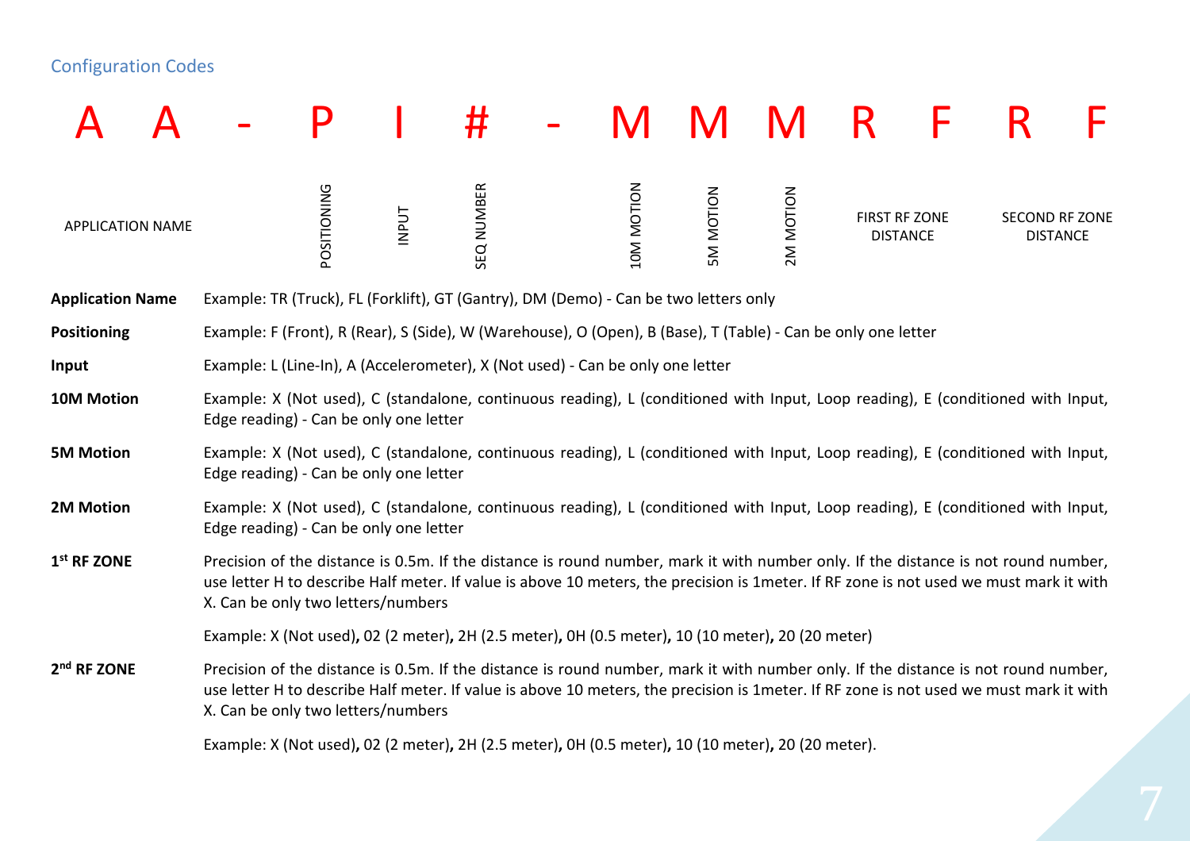## Configuration Codes

**A A - P I # - M M M R F R F**

| A A | - | P | I | # | - | M | M | M | R F | R F |
|---|---|---|---|---|---|---|---|---|---|---|
| APPLICATION NAME | | POSITIONING | INPUT | SEQ NUMBER | | 10M MOTION | 5M MOTION | 2M MOTION | FIRST RF ZONE DISTANCE | SECOND RF ZONE DISTANCE |

**Application Name** Example: TR (Truck), FL (Forklift), GT (Gantry), DM (Demo) - Can be two letters only

**Positioning** Example: F (Front), R (Rear), S (Side), W (Warehouse), O (Open), B (Base), T (Table) - Can be only one letter

**Input** Example: L (Line-In), A (Accelerometer), X (Not used) - Can be only one letter

**10M Motion** Example: X (Not used), C (standalone, continuous reading), L (conditioned with Input, Loop reading), E (conditioned with Input, Edge reading) - Can be only one letter

**5M Motion** Example: X (Not used), C (standalone, continuous reading), L (conditioned with Input, Loop reading), E (conditioned with Input, Edge reading) - Can be only one letter

**2M Motion** Example: X (Not used), C (standalone, continuous reading), L (conditioned with Input, Loop reading), E (conditioned with Input, Edge reading) - Can be only one letter

**1st RF ZONE** Precision of the distance is 0.5m. If the distance is round number, mark it with number only. If the distance is not round number, use letter H to describe Half meter. If value is above 10 meters, the precision is 1meter. If RF zone is not used we must mark it with X. Can be only two letters/numbers

Example: X (Not used), 02 (2 meter), 2H (2.5 meter), 0H (0.5 meter), 10 (10 meter), 20 (20 meter)

**2nd RF ZONE** Precision of the distance is 0.5m. If the distance is round number, mark it with number only. If the distance is not round number, use letter H to describe Half meter. If value is above 10 meters, the precision is 1meter. If RF zone is not used we must mark it with X. Can be only two letters/numbers

Example: X (Not used), 02 (2 meter), 2H (2.5 meter), 0H (0.5 meter), 10 (10 meter), 20 (20 meter).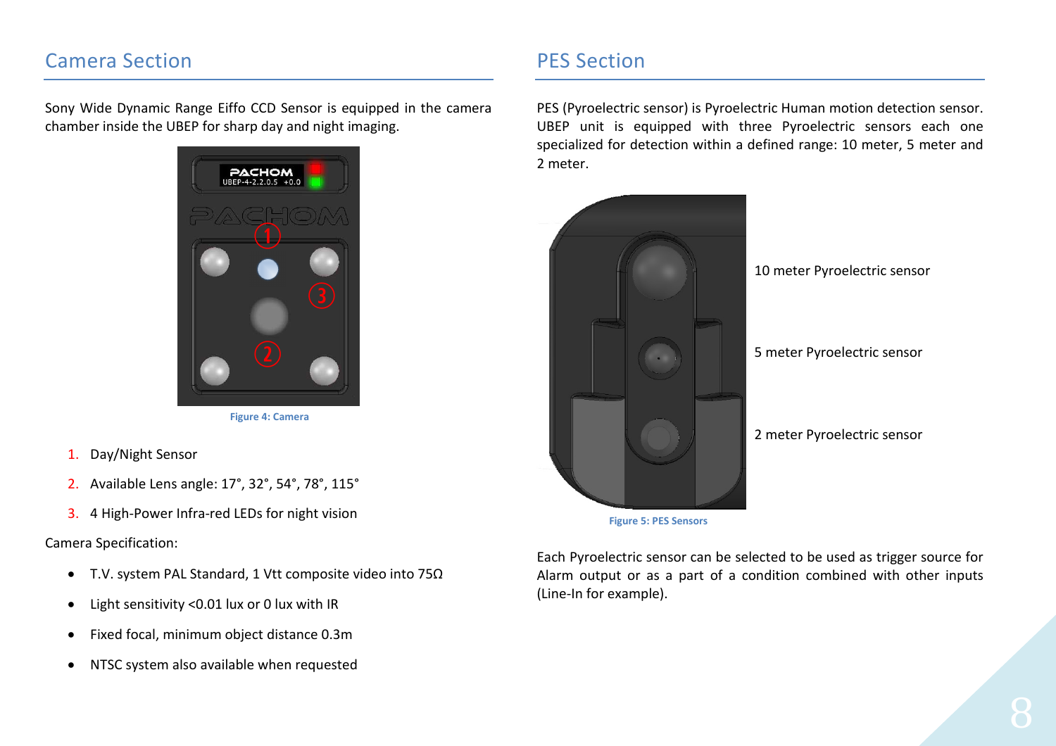## Camera Section

Sony Wide Dynamic Range Eiffo CCD Sensor is equipped in the camera chamber inside the UBEP for sharp day and night imaging.

Figure 4: Camera

1. Day/Night Sensor
2. Available Lens angle: 17°, 32°, 54°, 78°, 115°
3. 4 High-Power Infra-red LEDs for night vision

Camera Specification:

- T.V. system PAL Standard, 1 Vtt composite video into 75Ω
- Light sensitivity <0.01 lux or 0 lux with IR
- Fixed focal, minimum object distance 0.3m
- NTSC system also available when requested

## PES Section

PES (Pyroelectric sensor) is Pyroelectric Human motion detection sensor. UBEP unit is equipped with three Pyroelectric sensors each one specialized for detection within a defined range: 10 meter, 5 meter and 2 meter.

10 meter Pyroelectric sensor

5 meter Pyroelectric sensor

2 meter Pyroelectric sensor

Figure 5: PES Sensors

Each Pyroelectric sensor can be selected to be used as trigger source for Alarm output or as a part of a condition combined with other inputs (Line-In for example).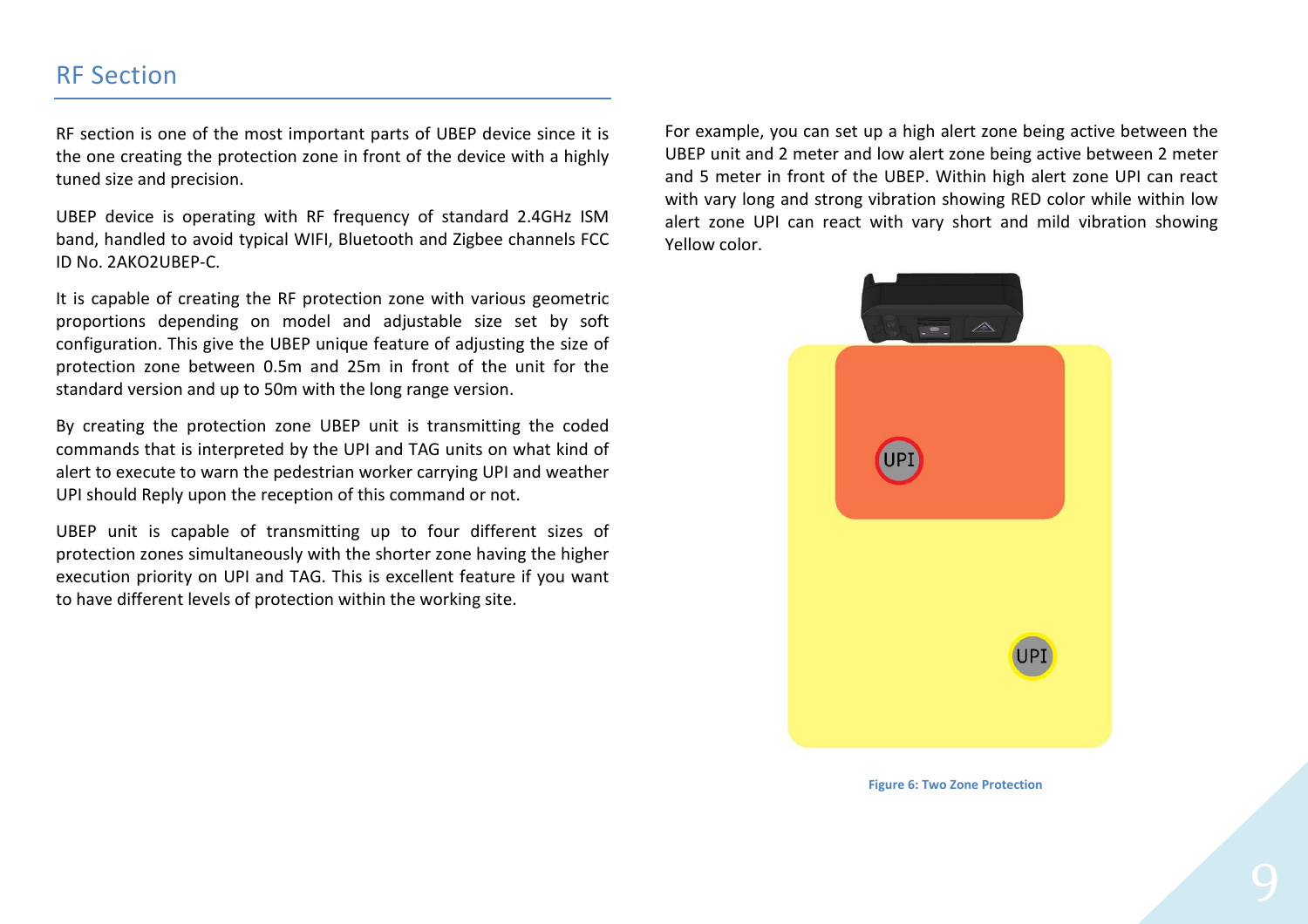## RF Section

RF section is one of the most important parts of UBEP device since it is the one creating the protection zone in front of the device with a highly tuned size and precision.

UBEP device is operating with RF frequency of standard 2.4GHz ISM band, handled to avoid typical WIFI, Bluetooth and Zigbee channels FCC ID No. 2AKO2UBEP-C.

It is capable of creating the RF protection zone with various geometric proportions depending on model and adjustable size set by soft configuration. This give the UBEP unique feature of adjusting the size of protection zone between 0.5m and 25m in front of the unit for the standard version and up to 50m with the long range version.

By creating the protection zone UBEP unit is transmitting the coded commands that is interpreted by the UPI and TAG units on what kind of alert to execute to warn the pedestrian worker carrying UPI and weather UPI should Reply upon the reception of this command or not.

UBEP unit is capable of transmitting up to four different sizes of protection zones simultaneously with the shorter zone having the higher execution priority on UPI and TAG. This is excellent feature if you want to have different levels of protection within the working site.

For example, you can set up a high alert zone being active between the UBEP unit and 2 meter and low alert zone being active between 2 meter and 5 meter in front of the UBEP. Within high alert zone UPI can react with vary long and strong vibration showing RED color while within low alert zone UPI can react with vary short and mild vibration showing Yellow color.

Figure 6: Two Zone Protection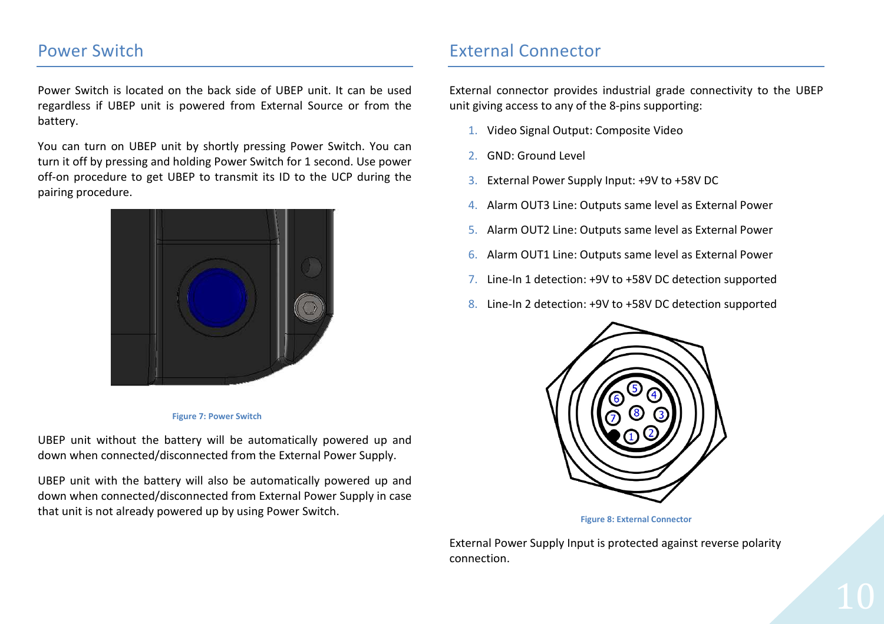## Power Switch

Power Switch is located on the back side of UBEP unit. It can be used regardless if UBEP unit is powered from External Source or from the battery.

You can turn on UBEP unit by shortly pressing Power Switch. You can turn it off by pressing and holding Power Switch for 1 second. Use power off-on procedure to get UBEP to transmit its ID to the UCP during the pairing procedure.

Figure 7: Power Switch

UBEP unit without the battery will be automatically powered up and down when connected/disconnected from the External Power Supply.

UBEP unit with the battery will also be automatically powered up and down when connected/disconnected from External Power Supply in case that unit is not already powered up by using Power Switch.

## External Connector

External connector provides industrial grade connectivity to the UBEP unit giving access to any of the 8-pins supporting:

1. Video Signal Output: Composite Video
2. GND: Ground Level
3. External Power Supply Input: +9V to +58V DC
4. Alarm OUT3 Line: Outputs same level as External Power
5. Alarm OUT2 Line: Outputs same level as External Power
6. Alarm OUT1 Line: Outputs same level as External Power
7. Line-In 1 detection: +9V to +58V DC detection supported
8. Line-In 2 detection: +9V to +58V DC detection supported

Figure 8: External Connector

External Power Supply Input is protected against reverse polarity connection.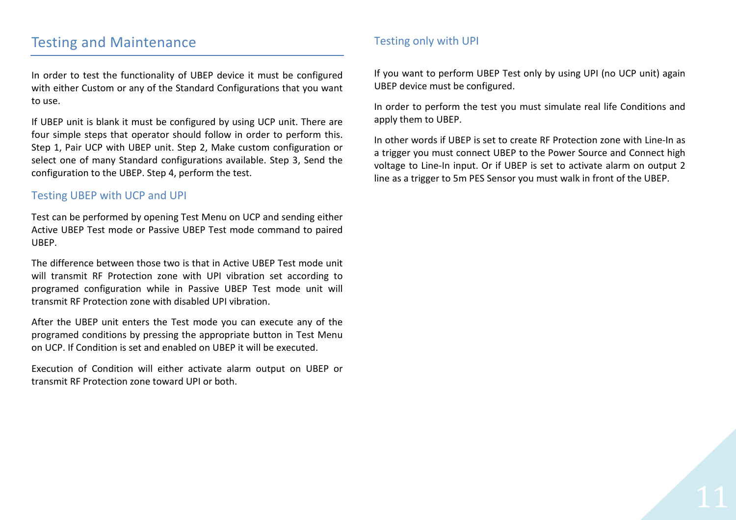# Testing and Maintenance

In order to test the functionality of UBEP device it must be configured with either Custom or any of the Standard Configurations that you want to use.

If UBEP unit is blank it must be configured by using UCP unit. There are four simple steps that operator should follow in order to perform this. Step 1, Pair UCP with UBEP unit. Step 2, Make custom configuration or select one of many Standard configurations available. Step 3, Send the configuration to the UBEP. Step 4, perform the test.

## Testing UBEP with UCP and UPI

Test can be performed by opening Test Menu on UCP and sending either Active UBEP Test mode or Passive UBEP Test mode command to paired UBEP.

The difference between those two is that in Active UBEP Test mode unit will transmit RF Protection zone with UPI vibration set according to programed configuration while in Passive UBEP Test mode unit will transmit RF Protection zone with disabled UPI vibration.

After the UBEP unit enters the Test mode you can execute any of the programed conditions by pressing the appropriate button in Test Menu on UCP. If Condition is set and enabled on UBEP it will be executed.

Execution of Condition will either activate alarm output on UBEP or transmit RF Protection zone toward UPI or both.

## Testing only with UPI

If you want to perform UBEP Test only by using UPI (no UCP unit) again UBEP device must be configured.

In order to perform the test you must simulate real life Conditions and apply them to UBEP.

In other words if UBEP is set to create RF Protection zone with Line-In as a trigger you must connect UBEP to the Power Source and Connect high voltage to Line-In input. Or if UBEP is set to activate alarm on output 2 line as a trigger to 5m PES Sensor you must walk in front of the UBEP.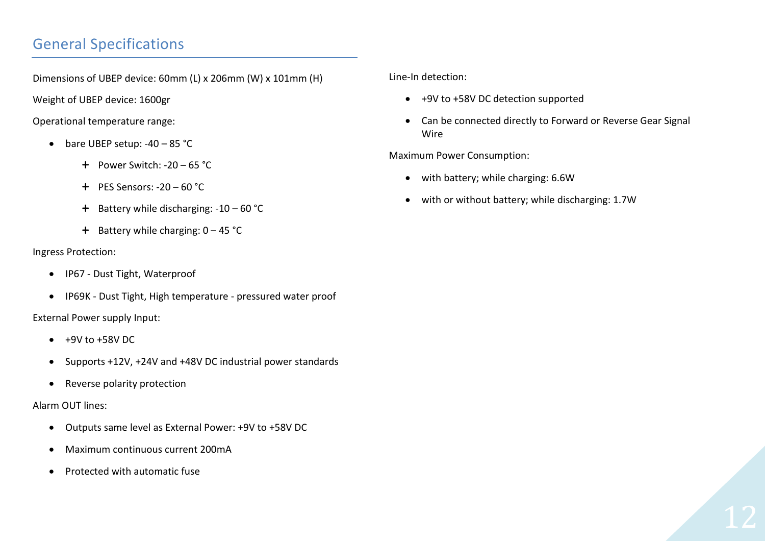## General Specifications

Dimensions of UBEP device: 60mm (L) x 206mm (W) x 101mm (H)

Weight of UBEP device: 1600gr

Operational temperature range:

- bare UBEP setup: -40 – 85 °C
  - Power Switch: -20 – 65 °C
  - PES Sensors: -20 – 60 °C
  - Battery while discharging: -10 – 60 °C
  - Battery while charging: 0 – 45 °C

Ingress Protection:

- IP67 - Dust Tight, Waterproof
- IP69K - Dust Tight, High temperature - pressured water proof

External Power supply Input:

- +9V to +58V DC
- Supports +12V, +24V and +48V DC industrial power standards
- Reverse polarity protection

Alarm OUT lines:

- Outputs same level as External Power: +9V to +58V DC
- Maximum continuous current 200mA
- Protected with automatic fuse

Line-In detection:

- +9V to +58V DC detection supported
- Can be connected directly to Forward or Reverse Gear Signal Wire

Maximum Power Consumption:

- with battery; while charging: 6.6W
- with or without battery; while discharging: 1.7W